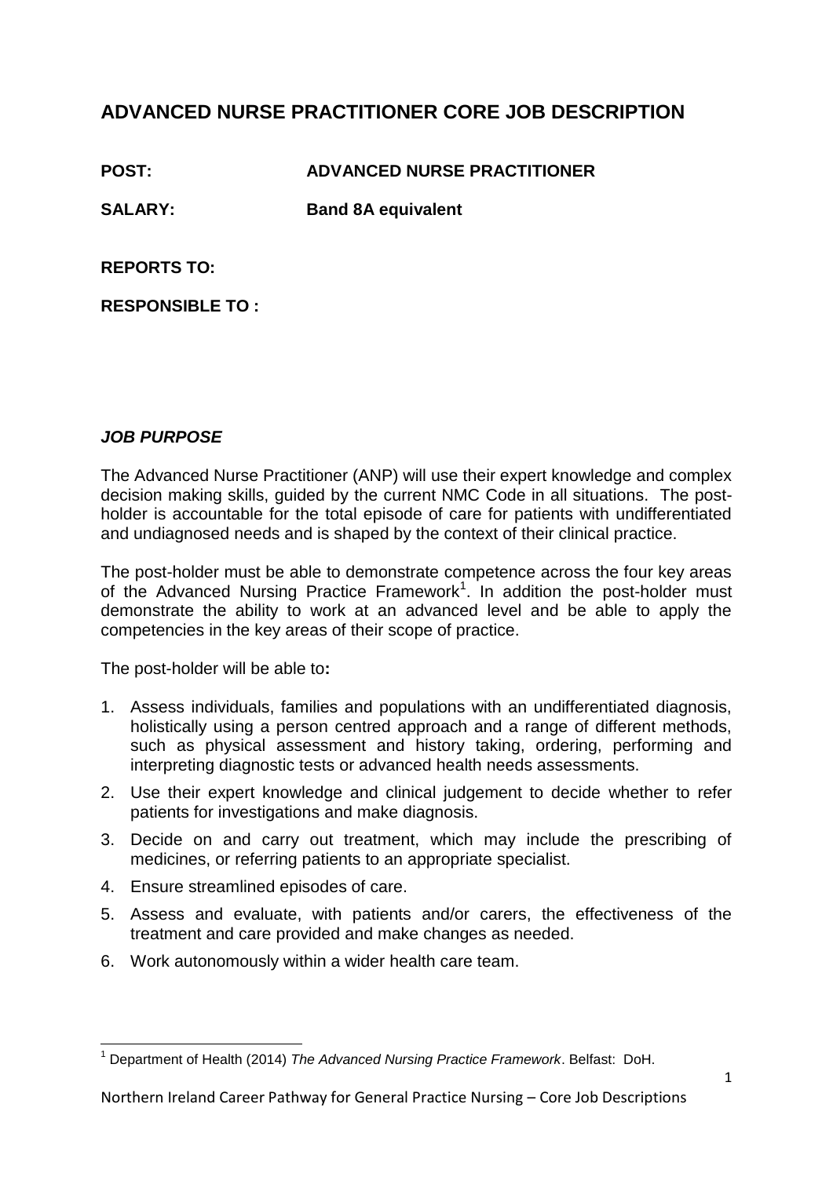# ADVANCED NURSE PRACTITIONER CORE JOB DESCRIPTION

**POST:** **ADVANCED NURSE PRACTITIONER**

**SALARY:** **Band 8A equivalent**

**REPORTS TO:**

**RESPONSIBLE TO :**

***JOB PURPOSE***

The Advanced Nurse Practitioner (ANP) will use their expert knowledge and complex decision making skills, guided by the current NMC Code in all situations. The post-holder is accountable for the total episode of care for patients with undifferentiated and undiagnosed needs and is shaped by the context of their clinical practice.

The post-holder must be able to demonstrate competence across the four key areas of the Advanced Nursing Practice Framework[1]. In addition the post-holder must demonstrate the ability to work at an advanced level and be able to apply the competencies in the key areas of their scope of practice.

The post-holder will be able to**:**

1. Assess individuals, families and populations with an undifferentiated diagnosis, holistically using a person centred approach and a range of different methods, such as physical assessment and history taking, ordering, performing and interpreting diagnostic tests or advanced health needs assessments.
2. Use their expert knowledge and clinical judgement to decide whether to refer patients for investigations and make diagnosis.
3. Decide on and carry out treatment, which may include the prescribing of medicines, or referring patients to an appropriate specialist.
4. Ensure streamlined episodes of care.
5. Assess and evaluate, with patients and/or carers, the effectiveness of the treatment and care provided and make changes as needed.
6. Work autonomously within a wider health care team.

[1] Department of Health (2014) *The Advanced Nursing Practice Framework*. Belfast: DoH.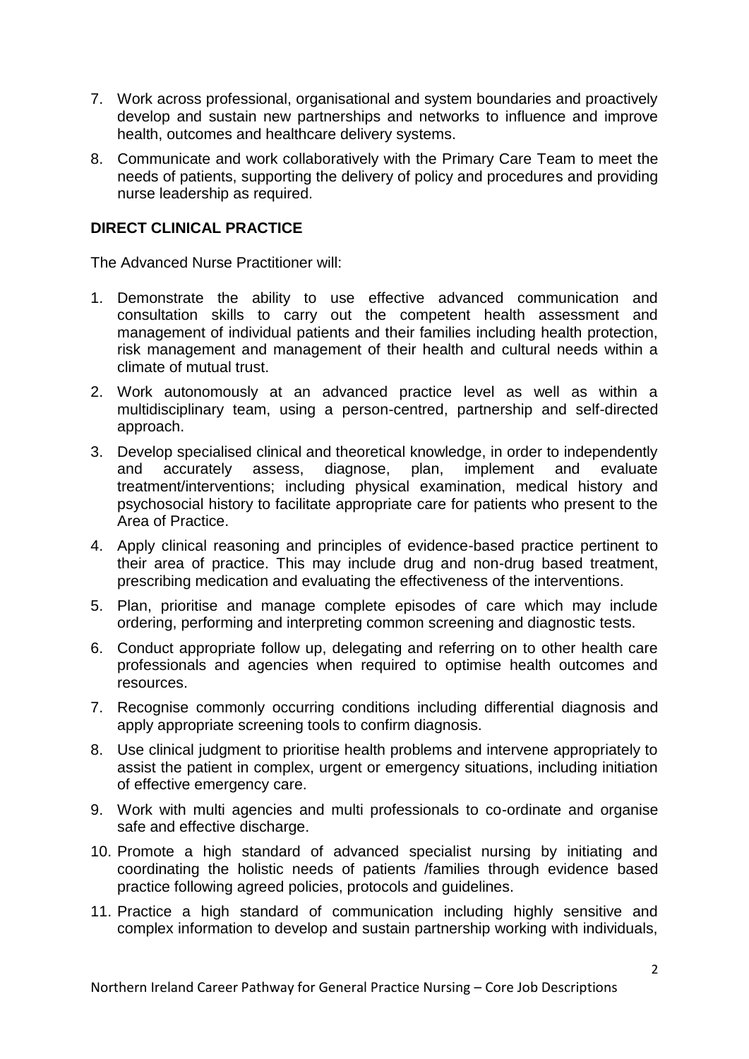7. Work across professional, organisational and system boundaries and proactively develop and sustain new partnerships and networks to influence and improve health, outcomes and healthcare delivery systems.

8. Communicate and work collaboratively with the Primary Care Team to meet the needs of patients, supporting the delivery of policy and procedures and providing nurse leadership as required.

**DIRECT CLINICAL PRACTICE**

The Advanced Nurse Practitioner will:

1. Demonstrate the ability to use effective advanced communication and consultation skills to carry out the competent health assessment and management of individual patients and their families including health protection, risk management and management of their health and cultural needs within a climate of mutual trust.

2. Work autonomously at an advanced practice level as well as within a multidisciplinary team, using a person-centred, partnership and self-directed approach.

3. Develop specialised clinical and theoretical knowledge, in order to independently and accurately assess, diagnose, plan, implement and evaluate treatment/interventions; including physical examination, medical history and psychosocial history to facilitate appropriate care for patients who present to the Area of Practice.

4. Apply clinical reasoning and principles of evidence-based practice pertinent to their area of practice. This may include drug and non-drug based treatment, prescribing medication and evaluating the effectiveness of the interventions.

5. Plan, prioritise and manage complete episodes of care which may include ordering, performing and interpreting common screening and diagnostic tests.

6. Conduct appropriate follow up, delegating and referring on to other health care professionals and agencies when required to optimise health outcomes and resources.

7. Recognise commonly occurring conditions including differential diagnosis and apply appropriate screening tools to confirm diagnosis.

8. Use clinical judgment to prioritise health problems and intervene appropriately to assist the patient in complex, urgent or emergency situations, including initiation of effective emergency care.

9. Work with multi agencies and multi professionals to co-ordinate and organise safe and effective discharge.

10. Promote a high standard of advanced specialist nursing by initiating and coordinating the holistic needs of patients /families through evidence based practice following agreed policies, protocols and guidelines.

11. Practice a high standard of communication including highly sensitive and complex information to develop and sustain partnership working with individuals,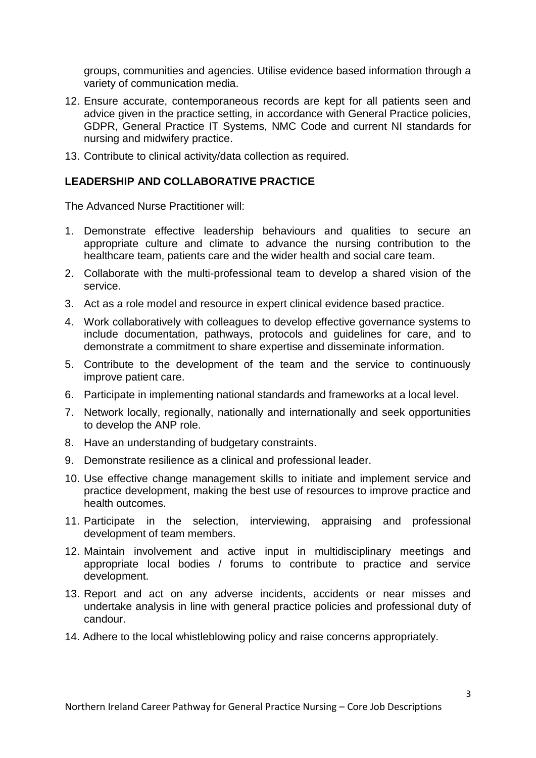groups, communities and agencies. Utilise evidence based information through a variety of communication media.

12. Ensure accurate, contemporaneous records are kept for all patients seen and advice given in the practice setting, in accordance with General Practice policies, GDPR, General Practice IT Systems, NMC Code and current NI standards for nursing and midwifery practice.
13. Contribute to clinical activity/data collection as required.

**LEADERSHIP AND COLLABORATIVE PRACTICE**

The Advanced Nurse Practitioner will:

1. Demonstrate effective leadership behaviours and qualities to secure an appropriate culture and climate to advance the nursing contribution to the healthcare team, patients care and the wider health and social care team.
2. Collaborate with the multi-professional team to develop a shared vision of the service.
3. Act as a role model and resource in expert clinical evidence based practice.
4. Work collaboratively with colleagues to develop effective governance systems to include documentation, pathways, protocols and guidelines for care, and to demonstrate a commitment to share expertise and disseminate information.
5. Contribute to the development of the team and the service to continuously improve patient care.
6. Participate in implementing national standards and frameworks at a local level.
7. Network locally, regionally, nationally and internationally and seek opportunities to develop the ANP role.
8. Have an understanding of budgetary constraints.
9. Demonstrate resilience as a clinical and professional leader.
10. Use effective change management skills to initiate and implement service and practice development, making the best use of resources to improve practice and health outcomes.
11. Participate in the selection, interviewing, appraising and professional development of team members.
12. Maintain involvement and active input in multidisciplinary meetings and appropriate local bodies / forums to contribute to practice and service development.
13. Report and act on any adverse incidents, accidents or near misses and undertake analysis in line with general practice policies and professional duty of candour.
14. Adhere to the local whistleblowing policy and raise concerns appropriately.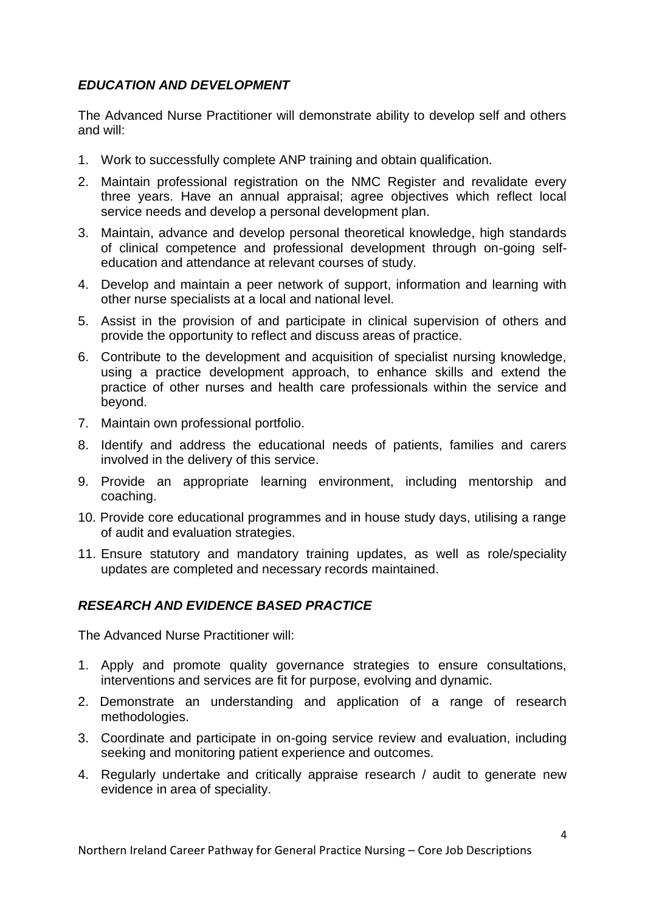### *EDUCATION AND DEVELOPMENT*

The Advanced Nurse Practitioner will demonstrate ability to develop self and others and will:

1. Work to successfully complete ANP training and obtain qualification.
2. Maintain professional registration on the NMC Register and revalidate every three years. Have an annual appraisal; agree objectives which reflect local service needs and develop a personal development plan.
3. Maintain, advance and develop personal theoretical knowledge, high standards of clinical competence and professional development through on-going self-education and attendance at relevant courses of study.
4. Develop and maintain a peer network of support, information and learning with other nurse specialists at a local and national level.
5. Assist in the provision of and participate in clinical supervision of others and provide the opportunity to reflect and discuss areas of practice.
6. Contribute to the development and acquisition of specialist nursing knowledge, using a practice development approach, to enhance skills and extend the practice of other nurses and health care professionals within the service and beyond.
7. Maintain own professional portfolio.
8. Identify and address the educational needs of patients, families and carers involved in the delivery of this service.
9. Provide an appropriate learning environment, including mentorship and coaching.
10. Provide core educational programmes and in house study days, utilising a range of audit and evaluation strategies.
11. Ensure statutory and mandatory training updates, as well as role/speciality updates are completed and necessary records maintained.

### *RESEARCH AND EVIDENCE BASED PRACTICE*

The Advanced Nurse Practitioner will:

1. Apply and promote quality governance strategies to ensure consultations, interventions and services are fit for purpose, evolving and dynamic.
2. Demonstrate an understanding and application of a range of research methodologies.
3. Coordinate and participate in on-going service review and evaluation, including seeking and monitoring patient experience and outcomes.
4. Regularly undertake and critically appraise research / audit to generate new evidence in area of speciality.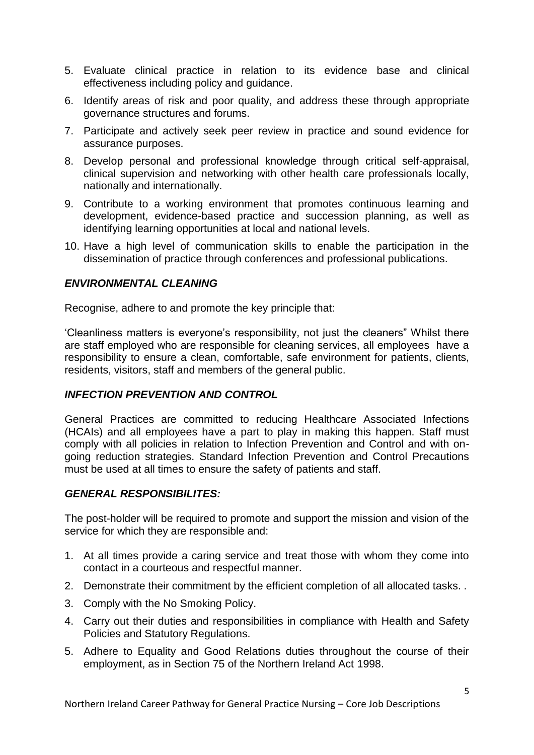5. Evaluate clinical practice in relation to its evidence base and clinical effectiveness including policy and guidance.
6. Identify areas of risk and poor quality, and address these through appropriate governance structures and forums.
7. Participate and actively seek peer review in practice and sound evidence for assurance purposes.
8. Develop personal and professional knowledge through critical self-appraisal, clinical supervision and networking with other health care professionals locally, nationally and internationally.
9. Contribute to a working environment that promotes continuous learning and development, evidence-based practice and succession planning, as well as identifying learning opportunities at local and national levels.
10. Have a high level of communication skills to enable the participation in the dissemination of practice through conferences and professional publications.

***ENVIRONMENTAL CLEANING***

Recognise, adhere to and promote the key principle that:

'Cleanliness matters is everyone's responsibility, not just the cleaners" Whilst there are staff employed who are responsible for cleaning services, all employees have a responsibility to ensure a clean, comfortable, safe environment for patients, clients, residents, visitors, staff and members of the general public.

***INFECTION PREVENTION AND CONTROL***

General Practices are committed to reducing Healthcare Associated Infections (HCAIs) and all employees have a part to play in making this happen. Staff must comply with all policies in relation to Infection Prevention and Control and with on-going reduction strategies. Standard Infection Prevention and Control Precautions must be used at all times to ensure the safety of patients and staff.

***GENERAL RESPONSIBILITES:***

The post-holder will be required to promote and support the mission and vision of the service for which they are responsible and:

1. At all times provide a caring service and treat those with whom they come into contact in a courteous and respectful manner.
2. Demonstrate their commitment by the efficient completion of all allocated tasks. .
3. Comply with the No Smoking Policy.
4. Carry out their duties and responsibilities in compliance with Health and Safety Policies and Statutory Regulations.
5. Adhere to Equality and Good Relations duties throughout the course of their employment, as in Section 75 of the Northern Ireland Act 1998.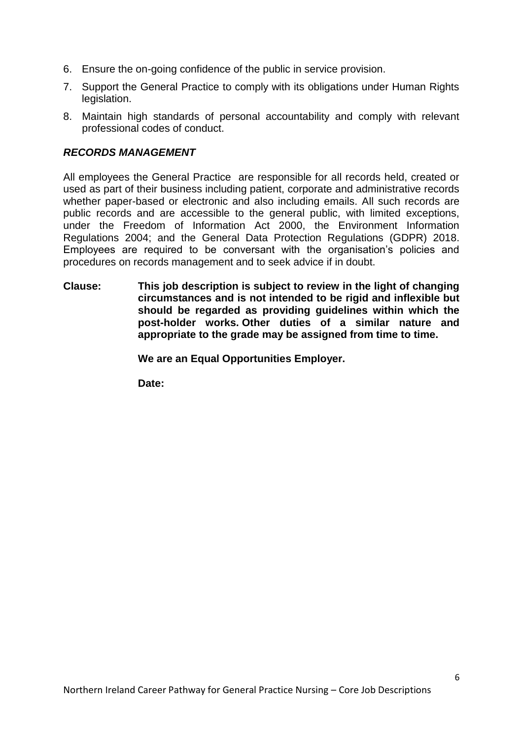6. Ensure the on-going confidence of the public in service provision.
7. Support the General Practice to comply with its obligations under Human Rights legislation.
8. Maintain high standards of personal accountability and comply with relevant professional codes of conduct.

***RECORDS MANAGEMENT***

All employees the General Practice are responsible for all records held, created or used as part of their business including patient, corporate and administrative records whether paper-based or electronic and also including emails. All such records are public records and are accessible to the general public, with limited exceptions, under the Freedom of Information Act 2000, the Environment Information Regulations 2004; and the General Data Protection Regulations (GDPR) 2018. Employees are required to be conversant with the organisation's policies and procedures on records management and to seek advice if in doubt.

**Clause:** **This job description is subject to review in the light of changing circumstances and is not intended to be rigid and inflexible but should be regarded as providing guidelines within which the post-holder works. Other duties of a similar nature and appropriate to the grade may be assigned from time to time.**

**We are an Equal Opportunities Employer.**

**Date:**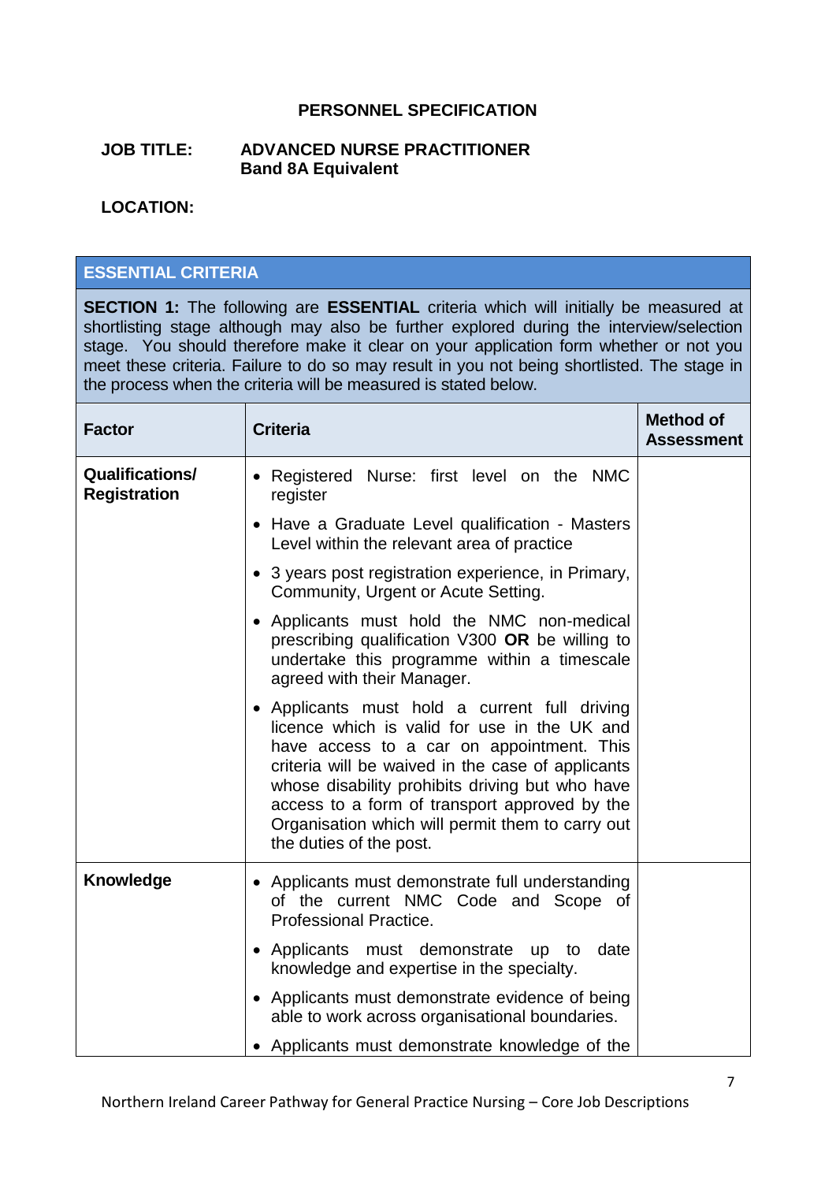# PERSONNEL SPECIFICATION

**JOB TITLE:** **ADVANCED NURSE PRACTITIONER**
**Band 8A Equivalent**

**LOCATION:**

| **ESSENTIAL CRITERIA** | | |
|---|---|---|
| **SECTION 1:** The following are **ESSENTIAL** criteria which will initially be measured at shortlisting stage although may also be further explored during the interview/selection stage. You should therefore make it clear on your application form whether or not you meet these criteria. Failure to do so may result in you not being shortlisted. The stage in the process when the criteria will be measured is stated below. | | |
| **Factor** | **Criteria** | **Method of Assessment** |
| **Qualifications/ Registration** | • Registered Nurse: first level on the NMC register<br>• Have a Graduate Level qualification - Masters Level within the relevant area of practice<br>• 3 years post registration experience, in Primary, Community, Urgent or Acute Setting.<br>• Applicants must hold the NMC non-medical prescribing qualification V300 **OR** be willing to undertake this programme within a timescale agreed with their Manager.<br>• Applicants must hold a current full driving licence which is valid for use in the UK and have access to a car on appointment. This criteria will be waived in the case of applicants whose disability prohibits driving but who have access to a form of transport approved by the Organisation which will permit them to carry out the duties of the post. | |
| **Knowledge** | • Applicants must demonstrate full understanding of the current NMC Code and Scope of Professional Practice.<br>• Applicants must demonstrate up to date knowledge and expertise in the specialty.<br>• Applicants must demonstrate evidence of being able to work across organisational boundaries.<br>• Applicants must demonstrate knowledge of the | |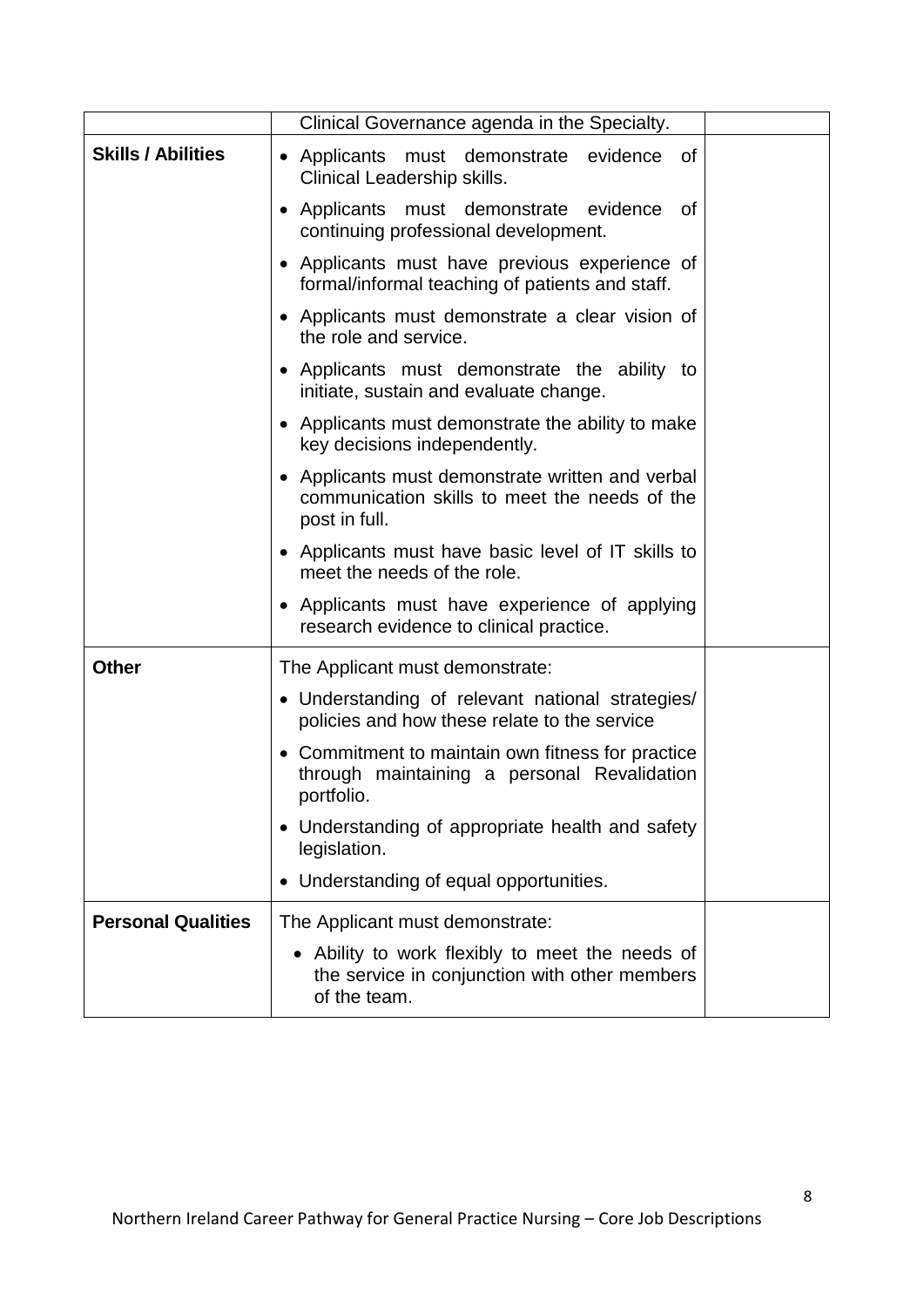|  |  |  |
|---|---|---|
|  | Clinical Governance agenda in the Specialty. |  |
| **Skills / Abilities** | • Applicants must demonstrate evidence of Clinical Leadership skills.<br>• Applicants must demonstrate evidence of continuing professional development.<br>• Applicants must have previous experience of formal/informal teaching of patients and staff.<br>• Applicants must demonstrate a clear vision of the role and service.<br>• Applicants must demonstrate the ability to initiate, sustain and evaluate change.<br>• Applicants must demonstrate the ability to make key decisions independently.<br>• Applicants must demonstrate written and verbal communication skills to meet the needs of the post in full.<br>• Applicants must have basic level of IT skills to meet the needs of the role.<br>• Applicants must have experience of applying research evidence to clinical practice. |  |
| **Other** | The Applicant must demonstrate:<br>• Understanding of relevant national strategies/ policies and how these relate to the service<br>• Commitment to maintain own fitness for practice through maintaining a personal Revalidation portfolio.<br>• Understanding of appropriate health and safety legislation.<br>• Understanding of equal opportunities. |  |
| **Personal Qualities** | The Applicant must demonstrate:<br>• Ability to work flexibly to meet the needs of the service in conjunction with other members of the team. |  |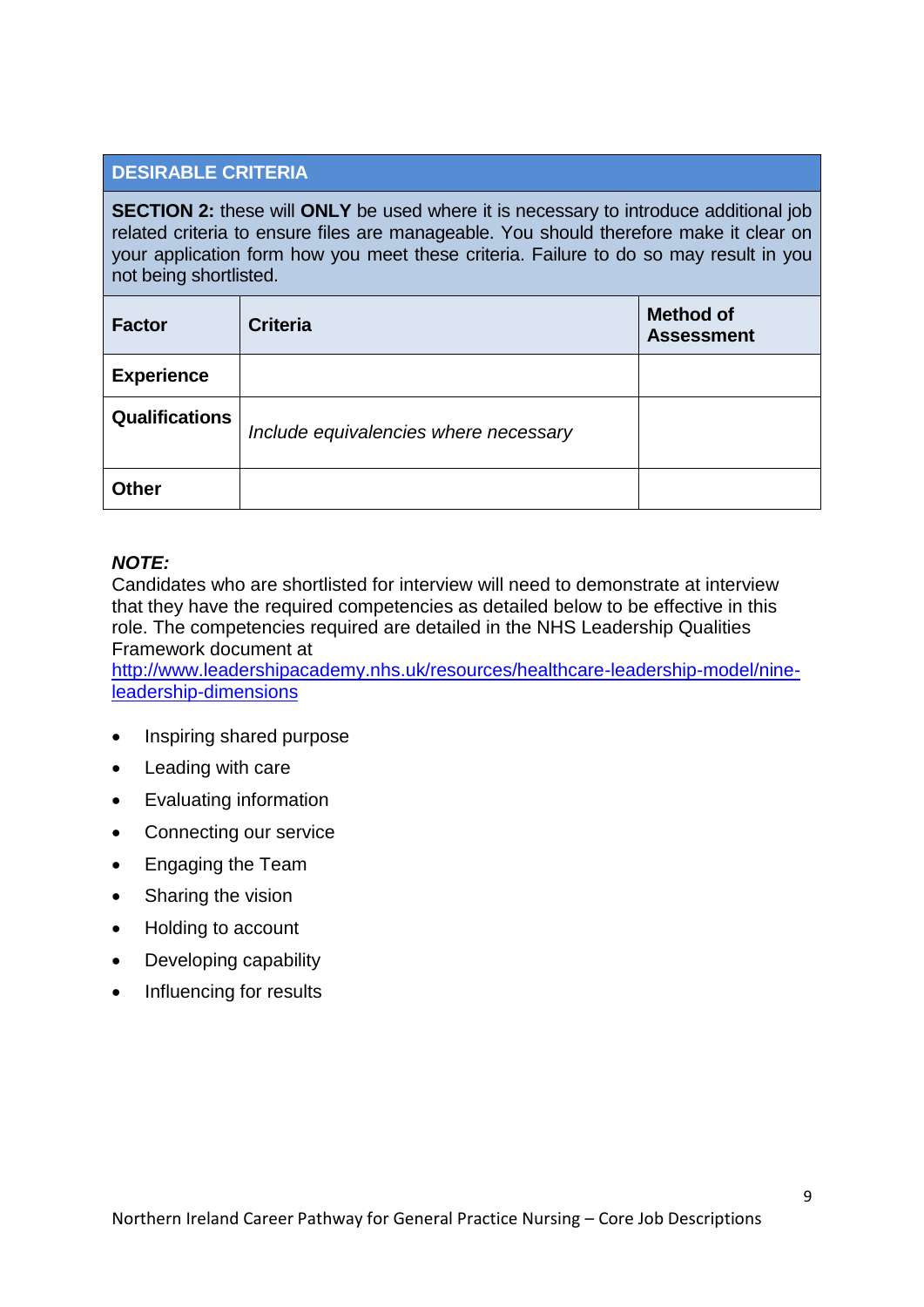| DESIRABLE CRITERIA | | |
|---|---|---|
| **SECTION 2:** these will **ONLY** be used where it is necessary to introduce additional job related criteria to ensure files are manageable. You should therefore make it clear on your application form how you meet these criteria. Failure to do so may result in you not being shortlisted. | | |
| **Factor** | **Criteria** | **Method of Assessment** |
| **Experience** | | |
| **Qualifications** | *Include equivalencies where necessary* | |
| **Other** | | |

***NOTE:***

Candidates who are shortlisted for interview will need to demonstrate at interview that they have the required competencies as detailed below to be effective in this role. The competencies required are detailed in the NHS Leadership Qualities Framework document at http://www.leadershipacademy.nhs.uk/resources/healthcare-leadership-model/nine-leadership-dimensions

- Inspiring shared purpose
- Leading with care
- Evaluating information
- Connecting our service
- Engaging the Team
- Sharing the vision
- Holding to account
- Developing capability
- Influencing for results